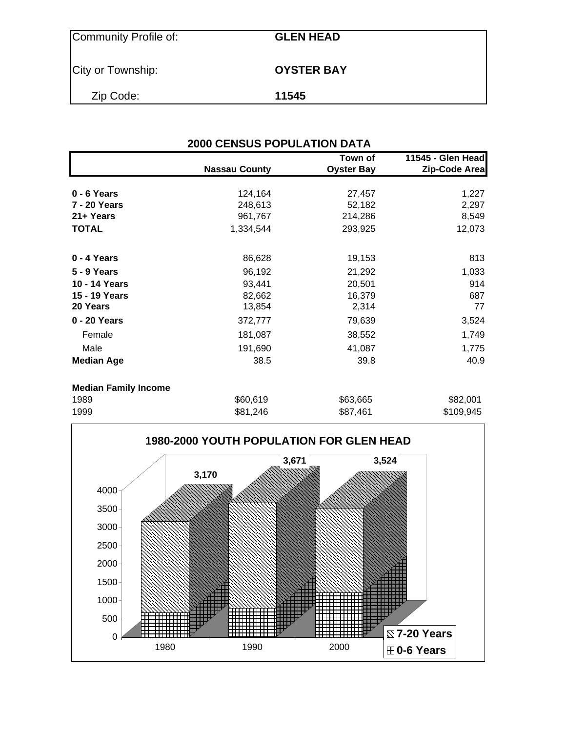| Community Profile of: | GLEN HEAD |
|---|---|
| City or Township: | OYSTER BAY |
| Zip Code: | 11545 |

## 2000 CENSUS POPULATION DATA

| | Nassau County | Town of Oyster Bay | 11545 - Glen Head Zip-Code Area |
|---|---|---|---|
| **0 - 6 Years** | 124,164 | 27,457 | 1,227 |
| **7 - 20 Years** | 248,613 | 52,182 | 2,297 |
| **21+ Years** | 961,767 | 214,286 | 8,549 |
| **TOTAL** | 1,334,544 | 293,925 | 12,073 |
| | | | |
| **0 - 4 Years** | 86,628 | 19,153 | 813 |
| **5 - 9 Years** | 96,192 | 21,292 | 1,033 |
| **10 - 14 Years** | 93,441 | 20,501 | 914 |
| **15 - 19 Years** | 82,662 | 16,379 | 687 |
| **20 Years** | 13,854 | 2,314 | 77 |
| **0 - 20 Years** | 372,777 | 79,639 | 3,524 |
| Female | 181,087 | 38,552 | 1,749 |
| Male | 191,690 | 41,087 | 1,775 |
| **Median Age** | 38.5 | 39.8 | 40.9 |
| | | | |
| **Median Family Income** | | | |
| 1989 | $60,619 | $63,665 | $82,001 |
| 1999 | $81,246 | $87,461 | $109,945 |

**1980-2000 YOUTH POPULATION FOR GLEN HEAD**

| Year | Total (0-20 Years) |
|---|---|
| 1980 | 3,170 |
| 1990 | 3,671 |
| 2000 | 3,524 |

Legend: 7-20 Years; 0-6 Years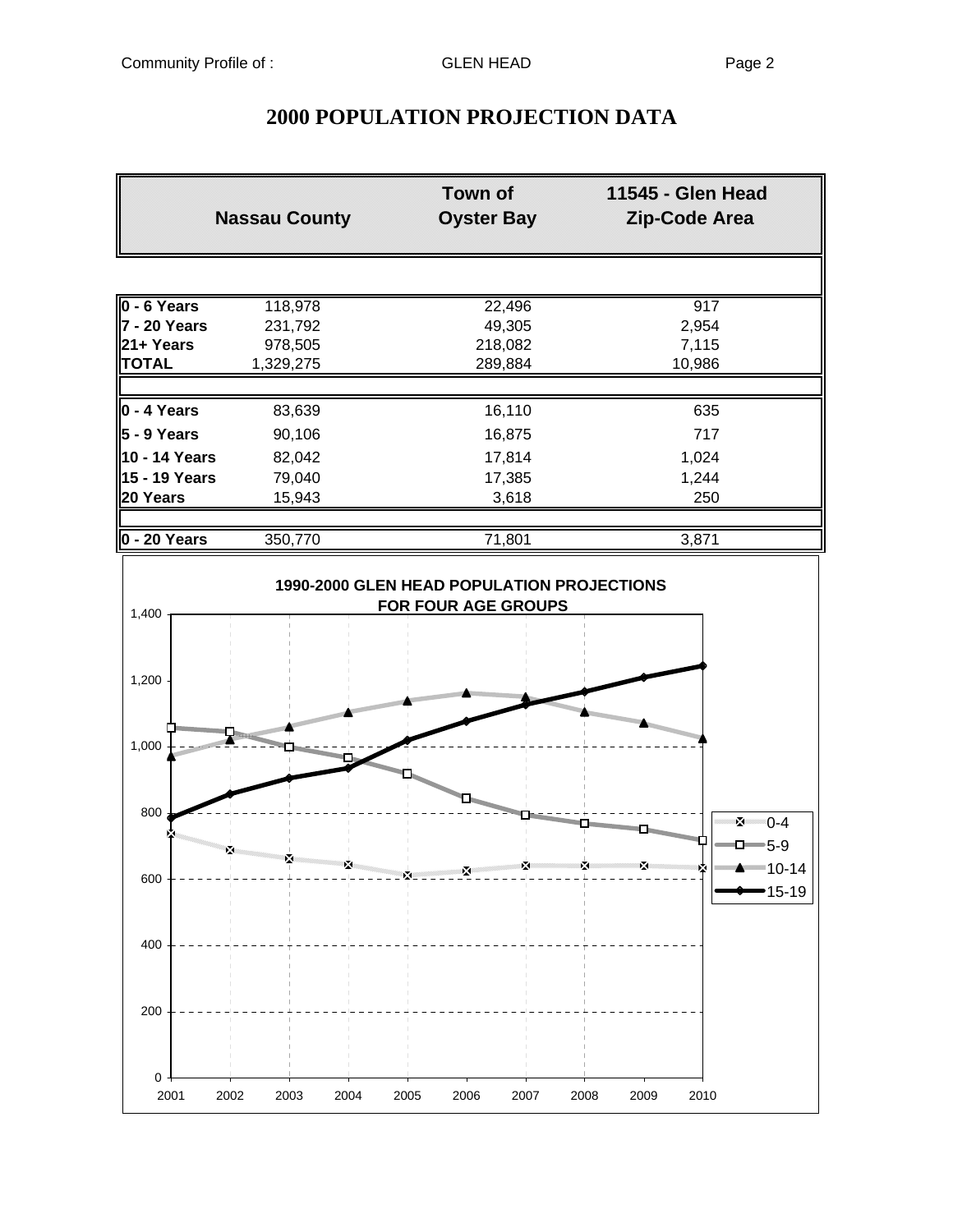# 2000 POPULATION PROJECTION DATA

| | Nassau County | Town of Oyster Bay | 11545 - Glen Head Zip-Code Area |
|---|---|---|---|
| **0 - 6 Years** | 118,978 | 22,496 | 917 |
| **7 - 20 Years** | 231,792 | 49,305 | 2,954 |
| **21+ Years** | 978,505 | 218,082 | 7,115 |
| **TOTAL** | 1,329,275 | 289,884 | 10,986 |
| | | | |
| **0 - 4 Years** | 83,639 | 16,110 | 635 |
| **5 - 9 Years** | 90,106 | 16,875 | 717 |
| **10 - 14 Years** | 82,042 | 17,814 | 1,024 |
| **15 - 19 Years** | 79,040 | 17,385 | 1,244 |
| **20 Years** | 15,943 | 3,618 | 250 |
| | | | |
| **0 - 20 Years** | 350,770 | 71,801 | 3,871 |

**1990-2000 GLEN HEAD POPULATION PROJECTIONS FOR FOUR AGE GROUPS**

(Line chart, 2001–2010, series: 0-4, 5-9, 10-14, 15-19; y-axis 0 to 1,400)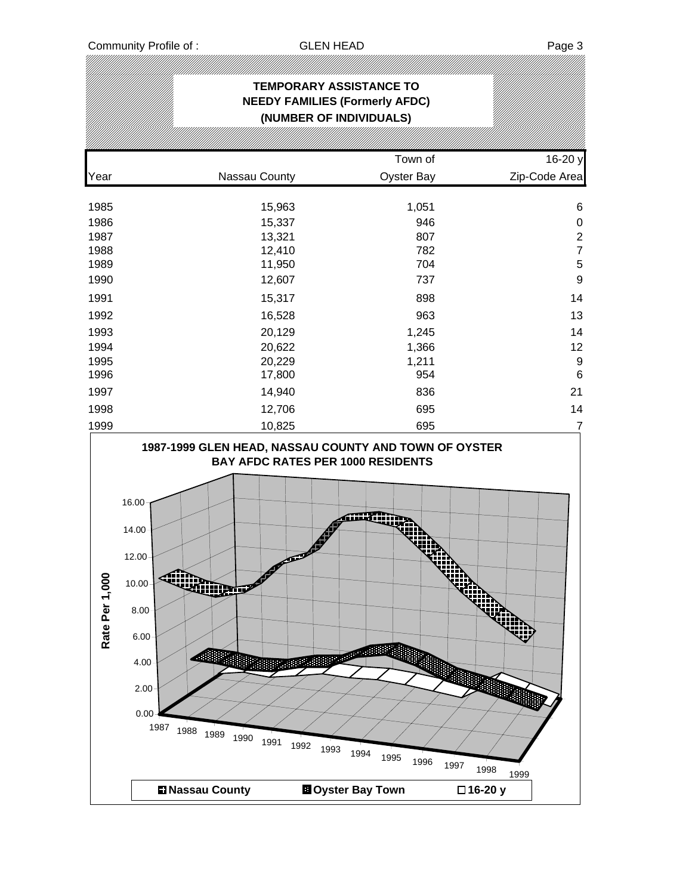## TEMPORARY ASSISTANCE TO NEEDY FAMILIES (Formerly AFDC) (NUMBER OF INDIVIDUALS)

| Year | Nassau County | Town of Oyster Bay | 16-20 y Zip-Code Area |
|---|---|---|---|
| 1985 | 15,963 | 1,051 | 6 |
| 1986 | 15,337 | 946 | 0 |
| 1987 | 13,321 | 807 | 2 |
| 1988 | 12,410 | 782 | 7 |
| 1989 | 11,950 | 704 | 5 |
| 1990 | 12,607 | 737 | 9 |
| 1991 | 15,317 | 898 | 14 |
| 1992 | 16,528 | 963 | 13 |
| 1993 | 20,129 | 1,245 | 14 |
| 1994 | 20,622 | 1,366 | 12 |
| 1995 | 20,229 | 1,211 | 9 |
| 1996 | 17,800 | 954 | 6 |
| 1997 | 14,940 | 836 | 21 |
| 1998 | 12,706 | 695 | 14 |
| 1999 | 10,825 | 695 | 7 |

**1987-1999 GLEN HEAD, NASSAU COUNTY AND TOWN OF OYSTER BAY AFDC RATES PER 1000 RESIDENTS**

Rate Per 1,000: 0.00, 2.00, 4.00, 6.00, 8.00, 10.00, 12.00, 14.00, 16.00

Years: 1987, 1988, 1989, 1990, 1991, 1992, 1993, 1994, 1995, 1996, 1997, 1998, 1999

Legend: Nassau County, Oyster Bay Town, 16-20 y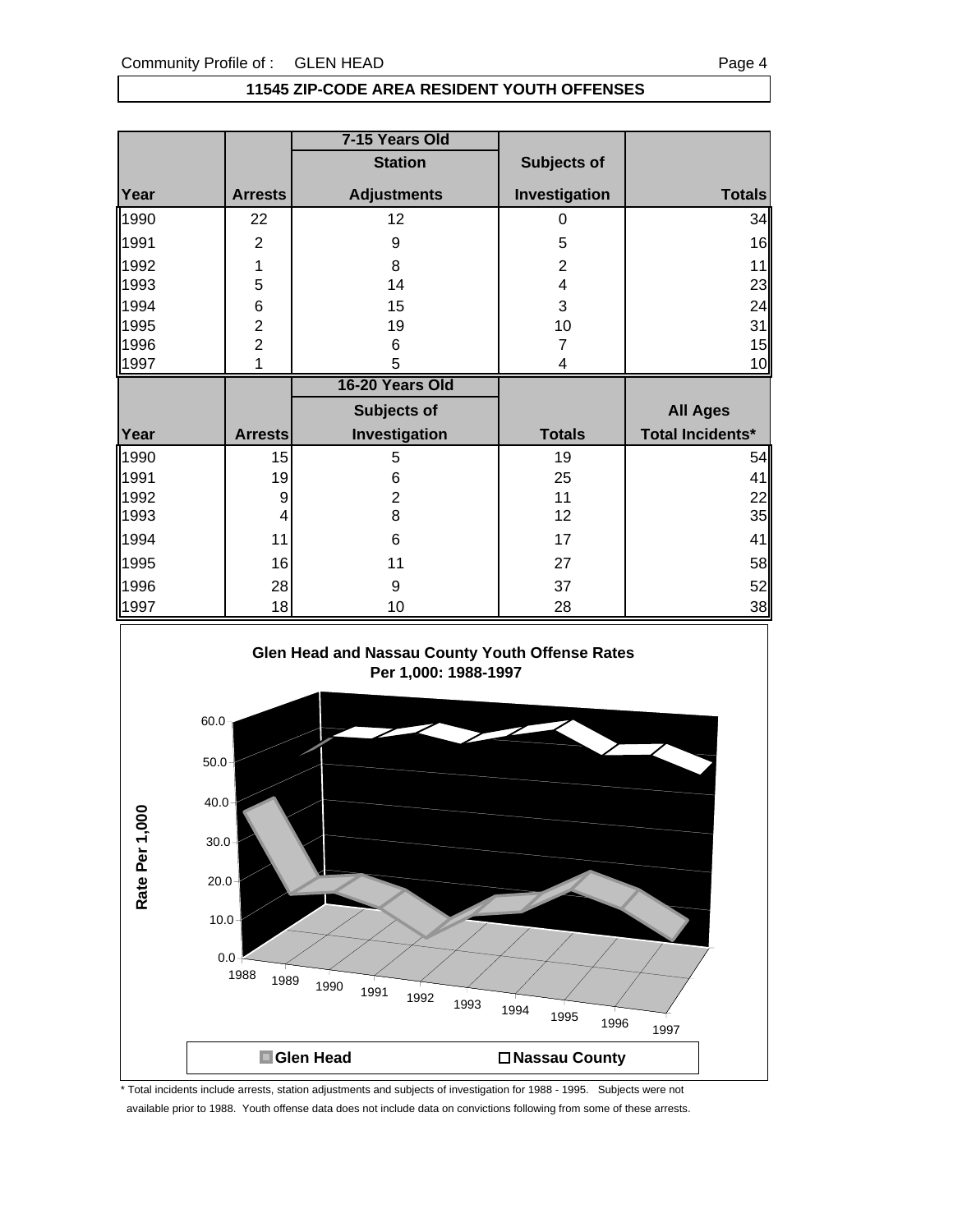## 11545 ZIP-CODE AREA RESIDENT YOUTH OFFENSES

| | | 7-15 Years Old | | |
|---|---|---|---|---|
| | | Station | Subjects of | |
| Year | Arrests | Adjustments | Investigation | Totals |
| 1990 | 22 | 12 | 0 | 34 |
| 1991 | 2 | 9 | 5 | 16 |
| 1992 | 1 | 8 | 2 | 11 |
| 1993 | 5 | 14 | 4 | 23 |
| 1994 | 6 | 15 | 3 | 24 |
| 1995 | 2 | 19 | 10 | 31 |
| 1996 | 2 | 6 | 7 | 15 |
| 1997 | 1 | 5 | 4 | 10 |

| | | 16-20 Years Old | | |
|---|---|---|---|---|
| | | Subjects of | | All Ages |
| Year | Arrests | Investigation | Totals | Total Incidents* |
| 1990 | 15 | 5 | 19 | 54 |
| 1991 | 19 | 6 | 25 | 41 |
| 1992 | 9 | 2 | 11 | 22 |
| 1993 | 4 | 8 | 12 | 35 |
| 1994 | 11 | 6 | 17 | 41 |
| 1995 | 16 | 11 | 27 | 58 |
| 1996 | 28 | 9 | 37 | 52 |
| 1997 | 18 | 10 | 28 | 38 |

**Glen Head and Nassau County Youth Offense Rates Per 1,000: 1988-1997**

Rate Per 1,000

Glen Head — Nassau County

\* Total incidents include arrests, station adjustments and subjects of investigation for 1988 - 1995. Subjects were not available prior to 1988. Youth offense data does not include data on convictions following from some of these arrests.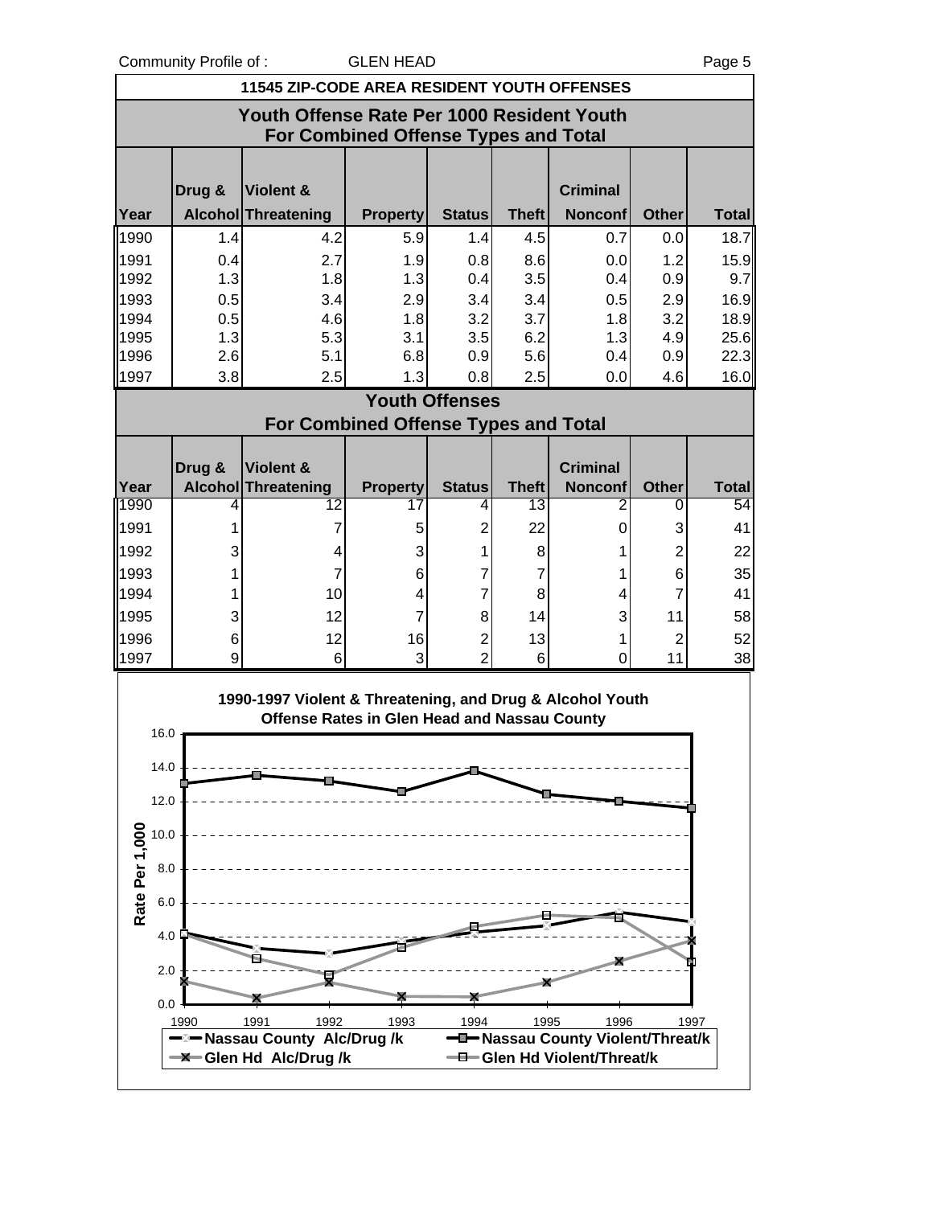## 11545 ZIP-CODE AREA RESIDENT YOUTH OFFENSES

### Youth Offense Rate Per 1000 Resident Youth For Combined Offense Types and Total

| Year | Drug & Alcohol | Violent & Threatening | Property | Status | Theft | Criminal Nonconf | Other | Total |
|---|---|---|---|---|---|---|---|---|
| 1990 | 1.4 | 4.2 | 5.9 | 1.4 | 4.5 | 0.7 | 0.0 | 18.7 |
| 1991 | 0.4 | 2.7 | 1.9 | 0.8 | 8.6 | 0.0 | 1.2 | 15.9 |
| 1992 | 1.3 | 1.8 | 1.3 | 0.4 | 3.5 | 0.4 | 0.9 | 9.7 |
| 1993 | 0.5 | 3.4 | 2.9 | 3.4 | 3.4 | 0.5 | 2.9 | 16.9 |
| 1994 | 0.5 | 4.6 | 1.8 | 3.2 | 3.7 | 1.8 | 3.2 | 18.9 |
| 1995 | 1.3 | 5.3 | 3.1 | 3.5 | 6.2 | 1.3 | 4.9 | 25.6 |
| 1996 | 2.6 | 5.1 | 6.8 | 0.9 | 5.6 | 0.4 | 0.9 | 22.3 |
| 1997 | 3.8 | 2.5 | 1.3 | 0.8 | 2.5 | 0.0 | 4.6 | 16.0 |

### Youth Offenses For Combined Offense Types and Total

| Year | Drug & Alcohol | Violent & Threatening | Property | Status | Theft | Criminal Nonconf | Other | Total |
|---|---|---|---|---|---|---|---|---|
| 1990 | 4 | 12 | 17 | 4 | 13 | 2 | 0 | 54 |
| 1991 | 1 | 7 | 5 | 2 | 22 | 0 | 3 | 41 |
| 1992 | 3 | 4 | 3 | 1 | 8 | 1 | 2 | 22 |
| 1993 | 1 | 7 | 6 | 7 | 7 | 1 | 6 | 35 |
| 1994 | 1 | 10 | 4 | 7 | 8 | 4 | 7 | 41 |
| 1995 | 3 | 12 | 7 | 8 | 14 | 3 | 11 | 58 |
| 1996 | 6 | 12 | 16 | 2 | 13 | 1 | 2 | 52 |
| 1997 | 9 | 6 | 3 | 2 | 6 | 0 | 11 | 38 |

**1990-1997 Violent & Threatening, and Drug & Alcohol Youth Offense Rates in Glen Head and Nassau County**

Rate Per 1,000

Legend: Nassau County Alc/Drug /k; Nassau County Violent/Threat/k; Glen Hd Alc/Drug /k; Glen Hd Violent/Threat/k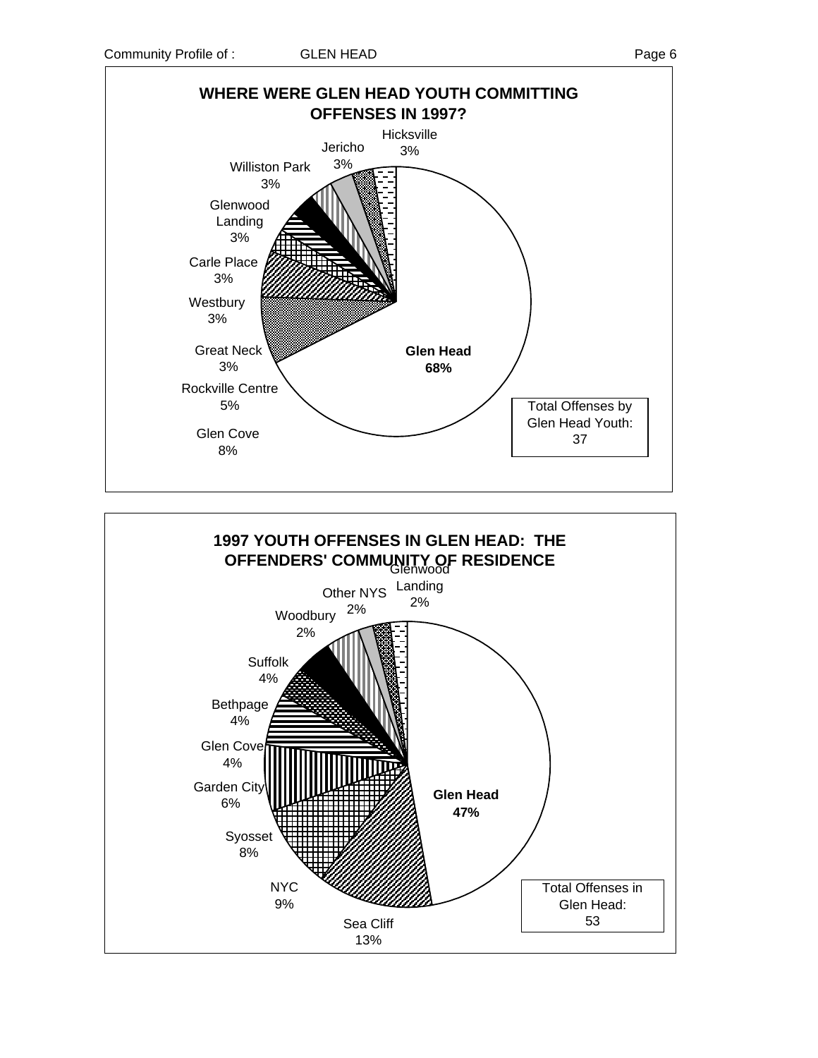## WHERE WERE GLEN HEAD YOUTH COMMITTING OFFENSES IN 1997?

| Location | Percent |
|---|---|
| Glen Head | 68% |
| Glen Cove | 8% |
| Rockville Centre | 5% |
| Great Neck | 3% |
| Westbury | 3% |
| Carle Place | 3% |
| Glenwood Landing | 3% |
| Williston Park | 3% |
| Jericho | 3% |
| Hicksville | 3% |

Total Offenses by Glen Head Youth: 37

## 1997 YOUTH OFFENSES IN GLEN HEAD: THE OFFENDERS' COMMUNITY OF RESIDENCE

| Community of Residence | Percent |
|---|---|
| Glen Head | 47% |
| Sea Cliff | 13% |
| NYC | 9% |
| Syosset | 8% |
| Garden City | 6% |
| Glen Cove | 4% |
| Bethpage | 4% |
| Suffolk | 4% |
| Woodbury | 2% |
| Other NYS | 2% |
| Glenwood Landing | 2% |

Total Offenses in Glen Head: 53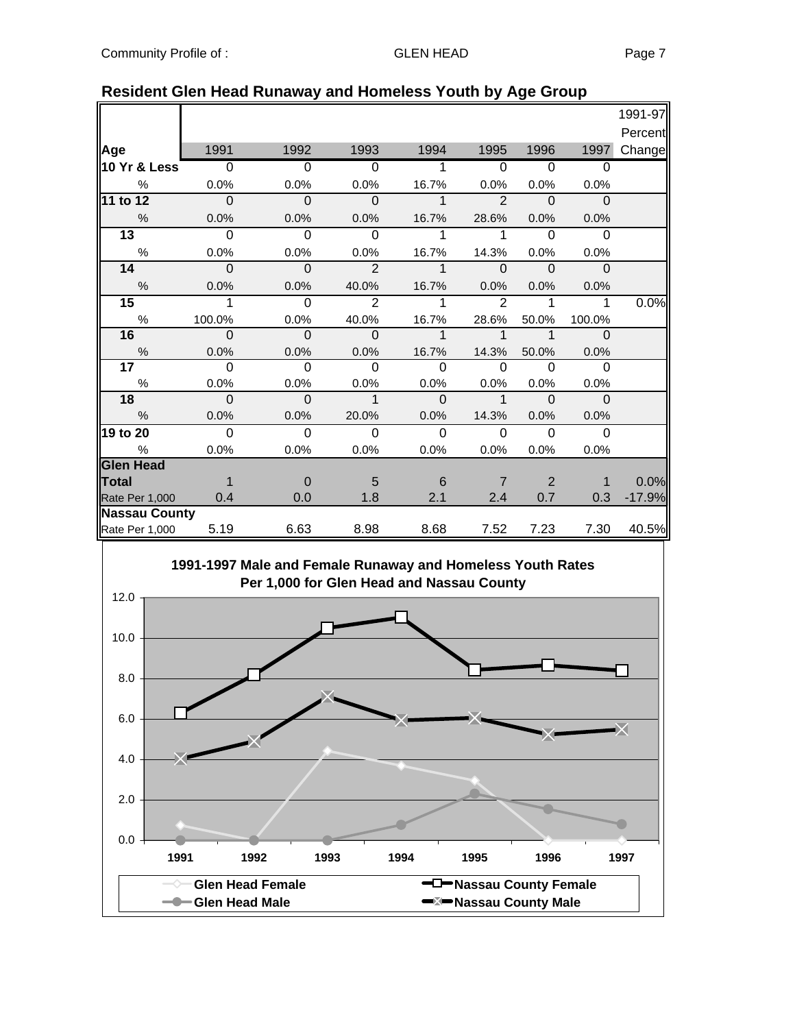## Resident Glen Head Runaway and Homeless Youth by Age Group

| Age | 1991 | 1992 | 1993 | 1994 | 1995 | 1996 | 1997 | 1991-97 Percent Change |
|---|---|---|---|---|---|---|---|---|
| **10 Yr & Less** | 0 | 0 | 0 | 1 | 0 | 0 | 0 | |
| % | 0.0% | 0.0% | 0.0% | 16.7% | 0.0% | 0.0% | 0.0% | |
| **11 to 12** | 0 | 0 | 0 | 1 | 2 | 0 | 0 | |
| % | 0.0% | 0.0% | 0.0% | 16.7% | 28.6% | 0.0% | 0.0% | |
| **13** | 0 | 0 | 0 | 1 | 1 | 0 | 0 | |
| % | 0.0% | 0.0% | 0.0% | 16.7% | 14.3% | 0.0% | 0.0% | |
| **14** | 0 | 0 | 2 | 1 | 0 | 0 | 0 | |
| % | 0.0% | 0.0% | 40.0% | 16.7% | 0.0% | 0.0% | 0.0% | |
| **15** | 1 | 0 | 2 | 1 | 2 | 1 | 1 | 0.0% |
| % | 100.0% | 0.0% | 40.0% | 16.7% | 28.6% | 50.0% | 100.0% | |
| **16** | 0 | 0 | 0 | 1 | 1 | 1 | 0 | |
| % | 0.0% | 0.0% | 0.0% | 16.7% | 14.3% | 50.0% | 0.0% | |
| **17** | 0 | 0 | 0 | 0 | 0 | 0 | 0 | |
| % | 0.0% | 0.0% | 0.0% | 0.0% | 0.0% | 0.0% | 0.0% | |
| **18** | 0 | 0 | 1 | 0 | 1 | 0 | 0 | |
| % | 0.0% | 0.0% | 20.0% | 0.0% | 14.3% | 0.0% | 0.0% | |
| **19 to 20** | 0 | 0 | 0 | 0 | 0 | 0 | 0 | |
| % | 0.0% | 0.0% | 0.0% | 0.0% | 0.0% | 0.0% | 0.0% | |
| **Glen Head** | | | | | | | | |
| **Total** | 1 | 0 | 5 | 6 | 7 | 2 | 1 | 0.0% |
| Rate Per 1,000 | 0.4 | 0.0 | 1.8 | 2.1 | 2.4 | 0.7 | 0.3 | -17.9% |
| **Nassau County** | | | | | | | | |
| Rate Per 1,000 | 5.19 | 6.63 | 8.98 | 8.68 | 7.52 | 7.23 | 7.30 | 40.5% |

**1991-1997 Male and Female Runaway and Homeless Youth Rates Per 1,000 for Glen Head and Nassau County**

| Year | Glen Head Female | Glen Head Male | Nassau County Female | Nassau County Male |
|---|---|---|---|---|
| 1991 | 0.7 | 0.0 | 6.3 | 4.0 |
| 1992 | 0.0 | 0.0 | 8.2 | 4.9 |
| 1993 | 4.4 | 0.0 | 10.5 | 7.1 |
| 1994 | 3.7 | 0.8 | 11.0 | 5.9 |
| 1995 | 2.9 | 2.3 | 8.4 | 6.0 |
| 1996 | 0.0 | 1.5 | 8.7 | 5.2 |
| 1997 | 0.0 | 0.8 | 8.4 | 5.5 |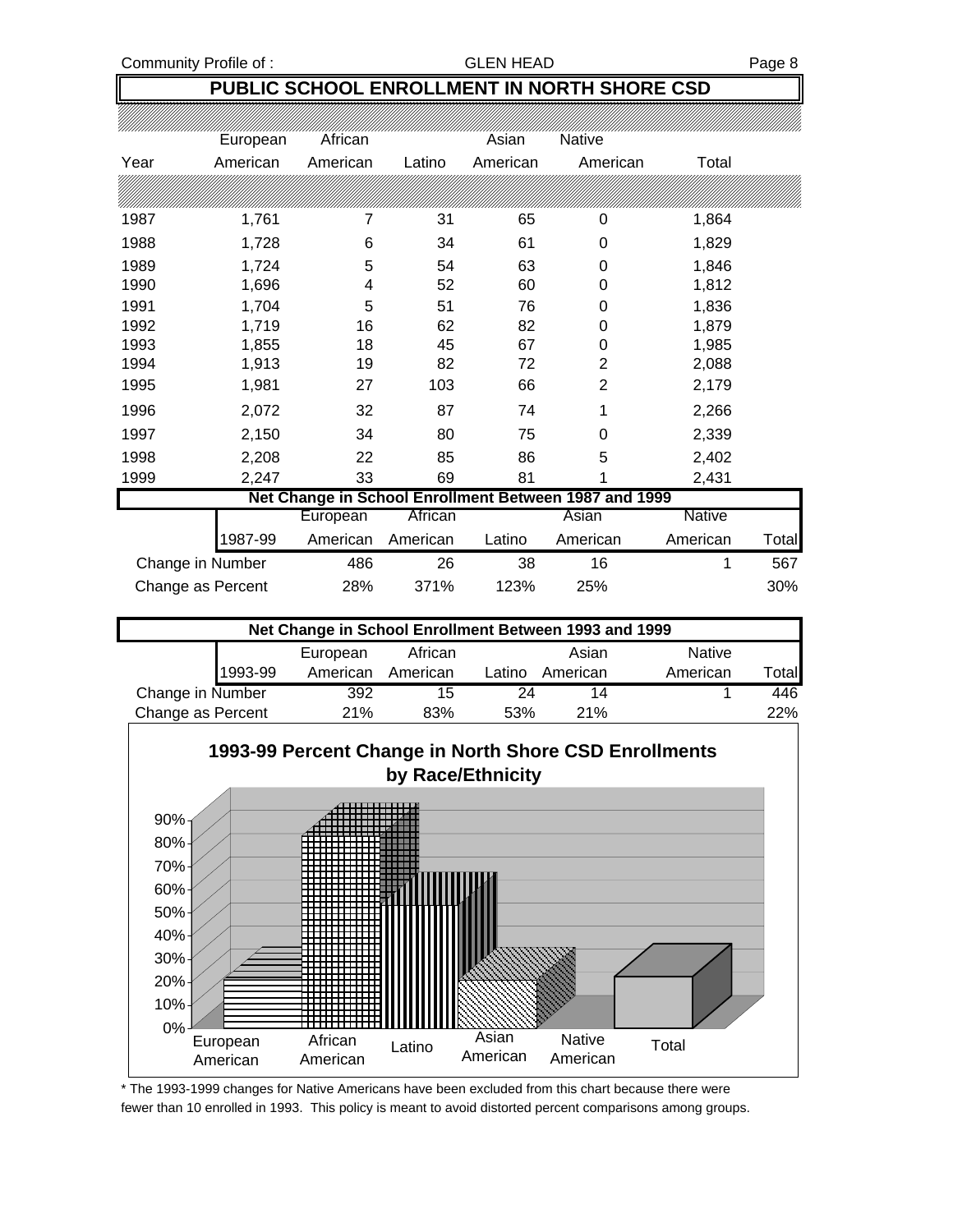## PUBLIC SCHOOL ENROLLMENT IN NORTH SHORE CSD

| Year | European American | African American | Latino | Asian American | Native American | Total |
|---|---|---|---|---|---|---|
| 1987 | 1,761 | 7 | 31 | 65 | 0 | 1,864 |
| 1988 | 1,728 | 6 | 34 | 61 | 0 | 1,829 |
| 1989 | 1,724 | 5 | 54 | 63 | 0 | 1,846 |
| 1990 | 1,696 | 4 | 52 | 60 | 0 | 1,812 |
| 1991 | 1,704 | 5 | 51 | 76 | 0 | 1,836 |
| 1992 | 1,719 | 16 | 62 | 82 | 0 | 1,879 |
| 1993 | 1,855 | 18 | 45 | 67 | 0 | 1,985 |
| 1994 | 1,913 | 19 | 82 | 72 | 2 | 2,088 |
| 1995 | 1,981 | 27 | 103 | 66 | 2 | 2,179 |
| 1996 | 2,072 | 32 | 87 | 74 | 1 | 2,266 |
| 1997 | 2,150 | 34 | 80 | 75 | 0 | 2,339 |
| 1998 | 2,208 | 22 | 85 | 86 | 5 | 2,402 |
| 1999 | 2,247 | 33 | 69 | 81 | 1 | 2,431 |

### Net Change in School Enrollment Between 1987 and 1999

| 1987-99 | European American | African American | Latino | Asian American | Native American | Total |
|---|---|---|---|---|---|---|
| Change in Number | 486 | 26 | 38 | 16 | 1 | 567 |
| Change as Percent | 28% | 371% | 123% | 25% | | 30% |

### Net Change in School Enrollment Between 1993 and 1999

| 1993-99 | European American | African American | Latino | Asian American | Native American | Total |
|---|---|---|---|---|---|---|
| Change in Number | 392 | 15 | 24 | 14 | 1 | 446 |
| Change as Percent | 21% | 83% | 53% | 21% | | 22% |

### 1993-99 Percent Change in North Shore CSD Enrollments by Race/Ethnicity

| | Percent Change |
|---|---|
| European American | 21% |
| African American | 83% |
| Latino | 53% |
| Asian American | 21% |
| Native American | |
| Total | 22% |

\* The 1993-1999 changes for Native Americans have been excluded from this chart because there were fewer than 10 enrolled in 1993. This policy is meant to avoid distorted percent comparisons among groups.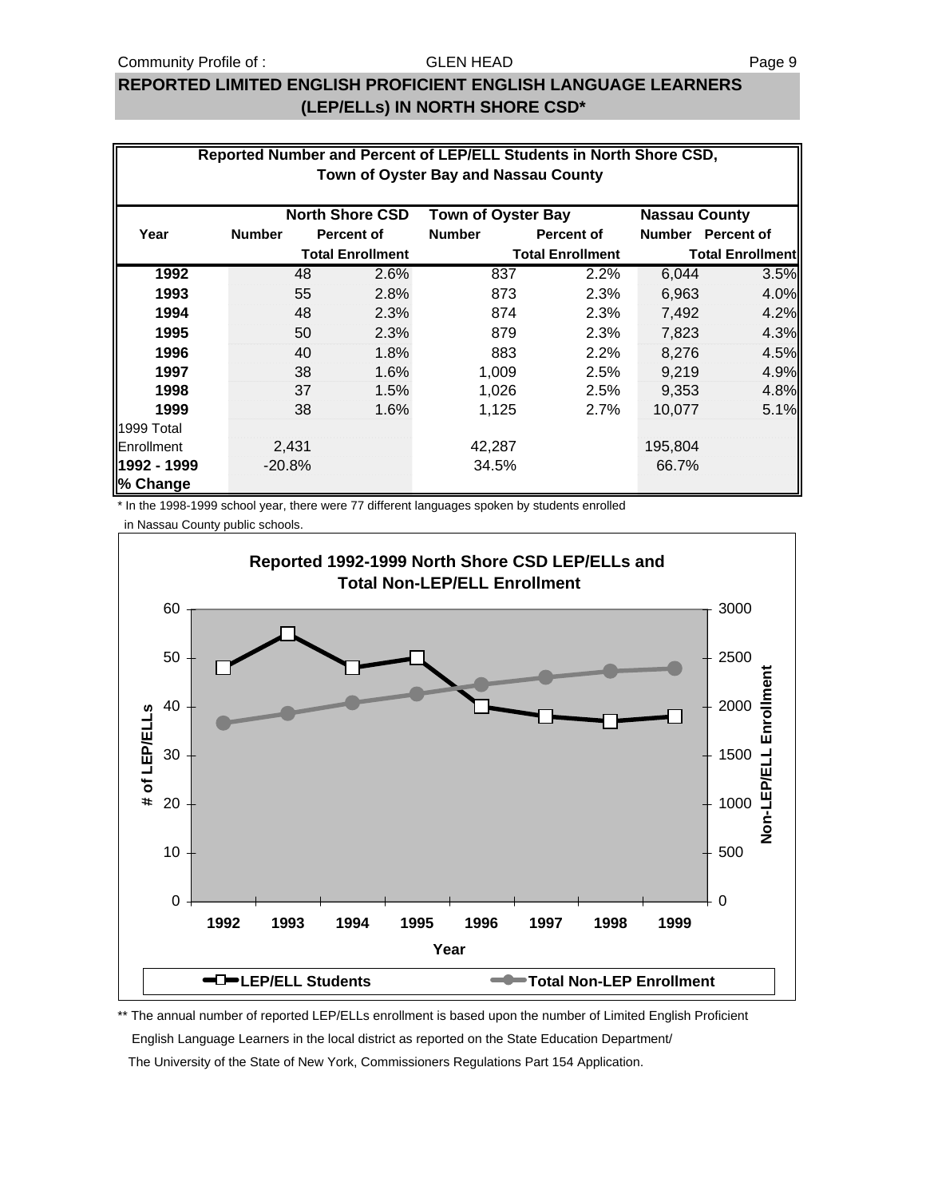## REPORTED LIMITED ENGLISH PROFICIENT ENGLISH LANGUAGE LEARNERS (LEP/ELLs) IN NORTH SHORE CSD*

**Reported Number and Percent of LEP/ELL Students in North Shore CSD, Town of Oyster Bay and Nassau County**

| Year | North Shore CSD | | Town of Oyster Bay | | Nassau County | |
|---|---|---|---|---|---|---|
| | Number | Percent of Total Enrollment | Number | Percent of Total Enrollment | Number | Percent of Total Enrollment |
| **1992** | 48 | 2.6% | 837 | 2.2% | 6,044 | 3.5% |
| **1993** | 55 | 2.8% | 873 | 2.3% | 6,963 | 4.0% |
| **1994** | 48 | 2.3% | 874 | 2.3% | 7,492 | 4.2% |
| **1995** | 50 | 2.3% | 879 | 2.3% | 7,823 | 4.3% |
| **1996** | 40 | 1.8% | 883 | 2.2% | 8,276 | 4.5% |
| **1997** | 38 | 1.6% | 1,009 | 2.5% | 9,219 | 4.9% |
| **1998** | 37 | 1.5% | 1,026 | 2.5% | 9,353 | 4.8% |
| **1999** | 38 | 1.6% | 1,125 | 2.7% | 10,077 | 5.1% |
| 1999 Total Enrollment | 2,431 | | 42,287 | | 195,804 | |
| **1992 - 1999 % Change** | -20.8% | | 34.5% | | 66.7% | |

\* In the 1998-1999 school year, there were 77 different languages spoken by students enrolled in Nassau County public schools.

**Reported 1992-1999 North Shore CSD LEP/ELLs and Total Non-LEP/ELL Enrollment**

| Year | LEP/ELL Students | Total Non-LEP Enrollment (approx.) |
|---|---|---|
| 1992 | 48 | ~1,840 |
| 1993 | 55 | ~1,940 |
| 1994 | 48 | ~2,040 |
| 1995 | 50 | ~2,130 |
| 1996 | 40 | ~2,230 |
| 1997 | 38 | ~2,310 |
| 1998 | 37 | ~2,370 |
| 1999 | 38 | ~2,390 |

\*\* The annual number of reported LEP/ELLs enrollment is based upon the number of Limited English Proficient English Language Learners in the local district as reported on the State Education Department/ The University of the State of New York, Commissioners Regulations Part 154 Application.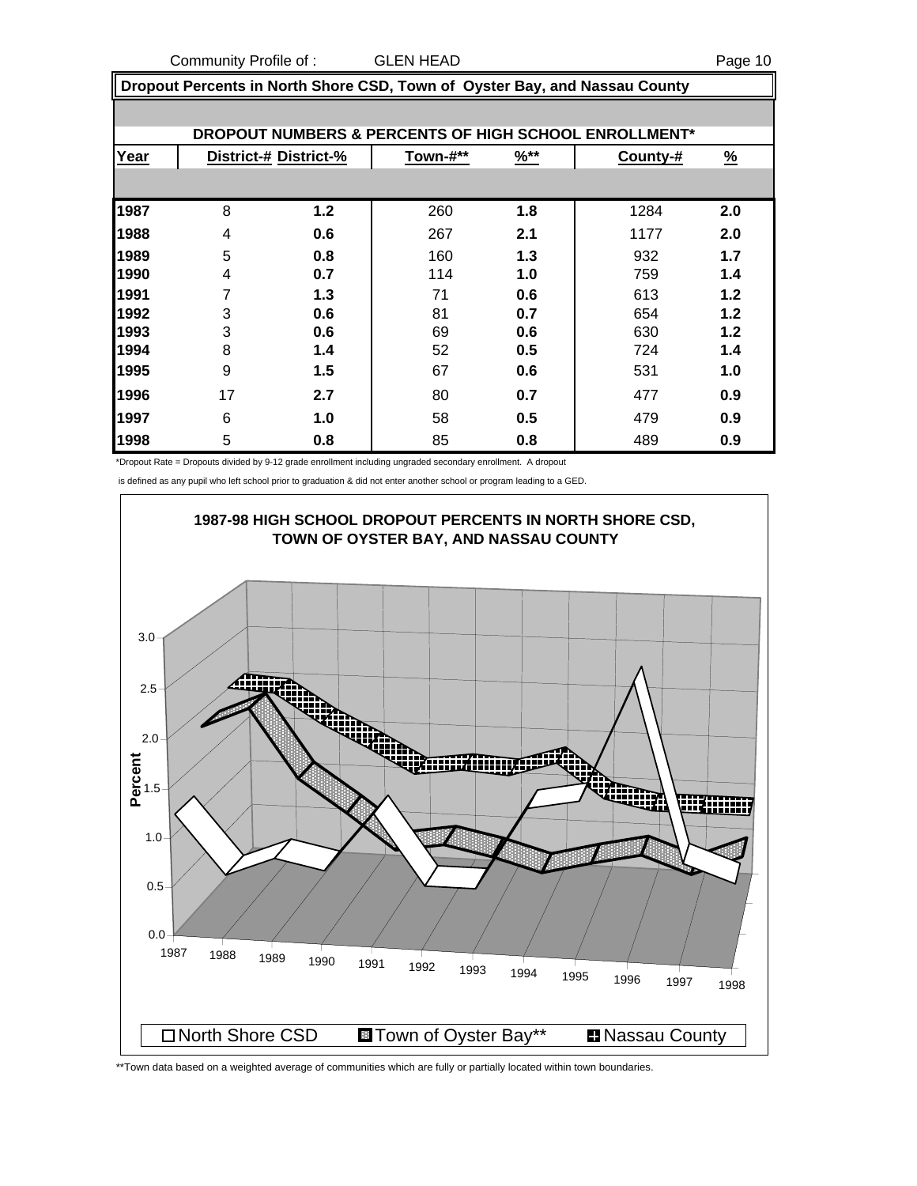## Dropout Percents in North Shore CSD, Town of Oyster Bay, and Nassau County

### DROPOUT NUMBERS & PERCENTS OF HIGH SCHOOL ENROLLMENT*

| Year | District-# | District-% | Town-#** | %** | County-# | % |
|---|---|---|---|---|---|---|
| 1987 | 8 | 1.2 | 260 | 1.8 | 1284 | 2.0 |
| 1988 | 4 | 0.6 | 267 | 2.1 | 1177 | 2.0 |
| 1989 | 5 | 0.8 | 160 | 1.3 | 932 | 1.7 |
| 1990 | 4 | 0.7 | 114 | 1.0 | 759 | 1.4 |
| 1991 | 7 | 1.3 | 71 | 0.6 | 613 | 1.2 |
| 1992 | 3 | 0.6 | 81 | 0.7 | 654 | 1.2 |
| 1993 | 3 | 0.6 | 69 | 0.6 | 630 | 1.2 |
| 1994 | 8 | 1.4 | 52 | 0.5 | 724 | 1.4 |
| 1995 | 9 | 1.5 | 67 | 0.6 | 531 | 1.0 |
| 1996 | 17 | 2.7 | 80 | 0.7 | 477 | 0.9 |
| 1997 | 6 | 1.0 | 58 | 0.5 | 479 | 0.9 |
| 1998 | 5 | 0.8 | 85 | 0.8 | 489 | 0.9 |

*Dropout Rate = Dropouts divided by 9-12 grade enrollment including ungraded secondary enrollment. A dropout is defined as any pupil who left school prior to graduation & did not enter another school or program leading to a GED.

**1987-98 HIGH SCHOOL DROPOUT PERCENTS IN NORTH SHORE CSD, TOWN OF OYSTER BAY, AND NASSAU COUNTY**

□ North Shore CSD ■ Town of Oyster Bay** ■ Nassau County

**Town data based on a weighted average of communities which are fully or partially located within town boundaries.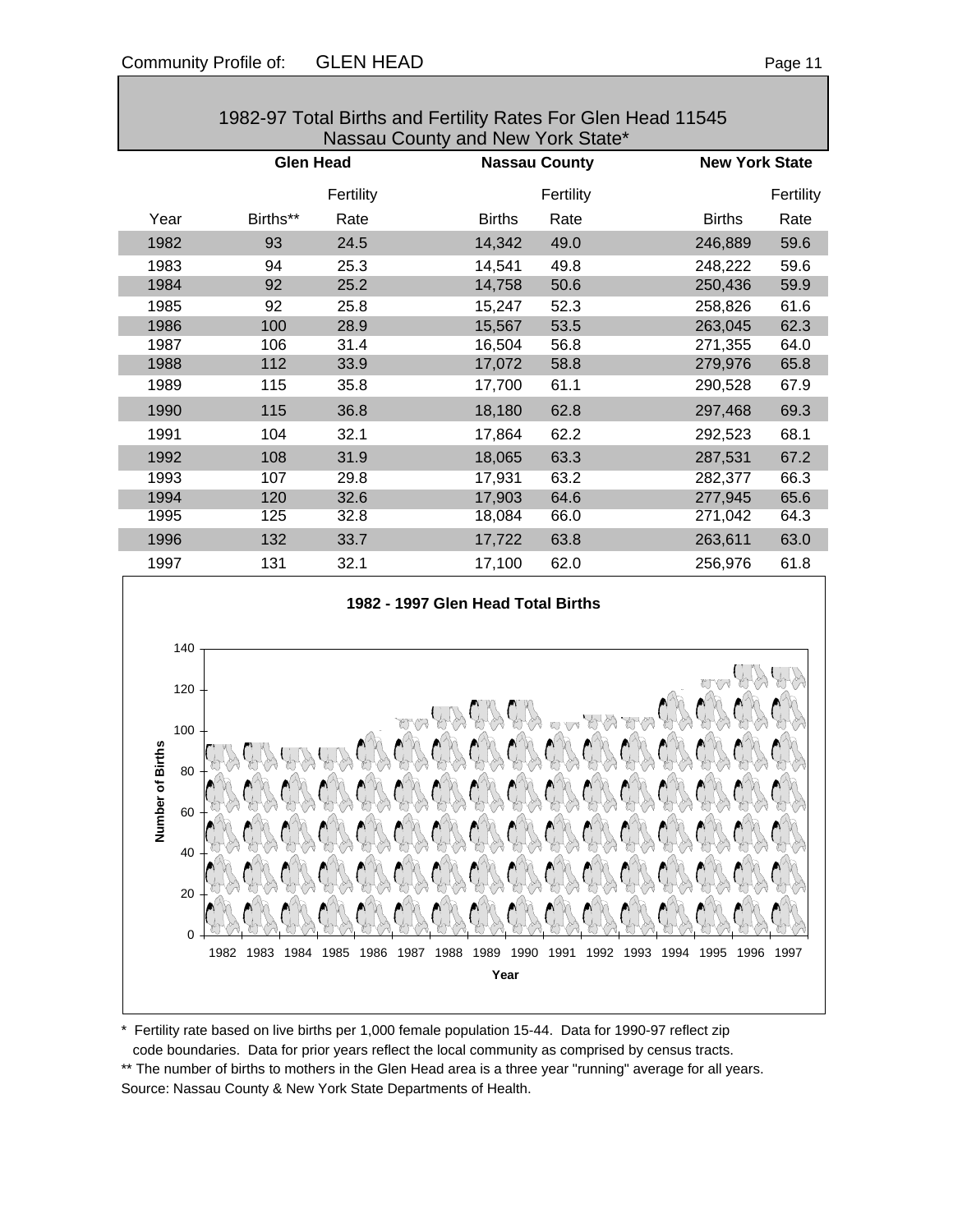## 1982-97 Total Births and Fertility Rates For Glen Head 11545 Nassau County and New York State*

| | Glen Head | | Nassau County | | New York State | |
|---|---|---|---|---|---|---|
| Year | Births** | Fertility Rate | Births | Fertility Rate | Births | Fertility Rate |
| 1982 | 93 | 24.5 | 14,342 | 49.0 | 246,889 | 59.6 |
| 1983 | 94 | 25.3 | 14,541 | 49.8 | 248,222 | 59.6 |
| 1984 | 92 | 25.2 | 14,758 | 50.6 | 250,436 | 59.9 |
| 1985 | 92 | 25.8 | 15,247 | 52.3 | 258,826 | 61.6 |
| 1986 | 100 | 28.9 | 15,567 | 53.5 | 263,045 | 62.3 |
| 1987 | 106 | 31.4 | 16,504 | 56.8 | 271,355 | 64.0 |
| 1988 | 112 | 33.9 | 17,072 | 58.8 | 279,976 | 65.8 |
| 1989 | 115 | 35.8 | 17,700 | 61.1 | 290,528 | 67.9 |
| 1990 | 115 | 36.8 | 18,180 | 62.8 | 297,468 | 69.3 |
| 1991 | 104 | 32.1 | 17,864 | 62.2 | 292,523 | 68.1 |
| 1992 | 108 | 31.9 | 18,065 | 63.3 | 287,531 | 67.2 |
| 1993 | 107 | 29.8 | 17,931 | 63.2 | 282,377 | 66.3 |
| 1994 | 120 | 32.6 | 17,903 | 64.6 | 277,945 | 65.6 |
| 1995 | 125 | 32.8 | 18,084 | 66.0 | 271,042 | 64.3 |
| 1996 | 132 | 33.7 | 17,722 | 63.8 | 263,611 | 63.0 |
| 1997 | 131 | 32.1 | 17,100 | 62.0 | 256,976 | 61.8 |

**1982 - 1997 Glen Head Total Births**

\* Fertility rate based on live births per 1,000 female population 15-44. Data for 1990-97 reflect zip code boundaries. Data for prior years reflect the local community as comprised by census tracts.

** The number of births to mothers in the Glen Head area is a three year "running" average for all years.

Source: Nassau County & New York State Departments of Health.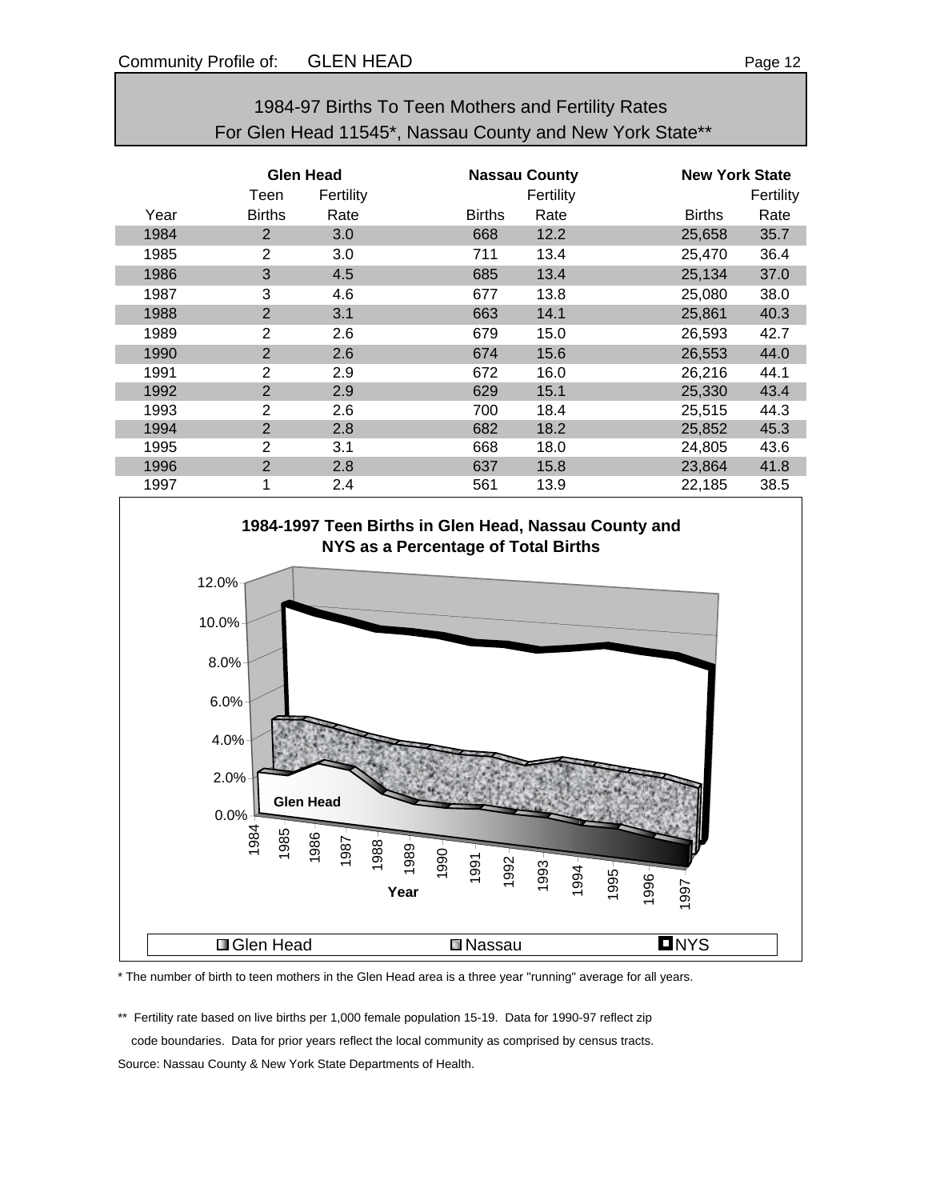## 1984-97 Births To Teen Mothers and Fertility Rates For Glen Head 11545*, Nassau County and New York State**

| | Glen Head | | Nassau County | | New York State | |
|---|---|---|---|---|---|---|
| | Teen | Fertility | | Fertility | | Fertility |
| Year | Births | Rate | Births | Rate | Births | Rate |
| 1984 | 2 | 3.0 | 668 | 12.2 | 25,658 | 35.7 |
| 1985 | 2 | 3.0 | 711 | 13.4 | 25,470 | 36.4 |
| 1986 | 3 | 4.5 | 685 | 13.4 | 25,134 | 37.0 |
| 1987 | 3 | 4.6 | 677 | 13.8 | 25,080 | 38.0 |
| 1988 | 2 | 3.1 | 663 | 14.1 | 25,861 | 40.3 |
| 1989 | 2 | 2.6 | 679 | 15.0 | 26,593 | 42.7 |
| 1990 | 2 | 2.6 | 674 | 15.6 | 26,553 | 44.0 |
| 1991 | 2 | 2.9 | 672 | 16.0 | 26,216 | 44.1 |
| 1992 | 2 | 2.9 | 629 | 15.1 | 25,330 | 43.4 |
| 1993 | 2 | 2.6 | 700 | 18.4 | 25,515 | 44.3 |
| 1994 | 2 | 2.8 | 682 | 18.2 | 25,852 | 45.3 |
| 1995 | 2 | 3.1 | 668 | 18.0 | 24,805 | 43.6 |
| 1996 | 2 | 2.8 | 637 | 15.8 | 23,864 | 41.8 |
| 1997 | 1 | 2.4 | 561 | 13.9 | 22,185 | 38.5 |

**1984-1997 Teen Births in Glen Head, Nassau County and NYS as a Percentage of Total Births**

\* The number of birth to teen mothers in the Glen Head area is a three year "running" average for all years.

\*\* Fertility rate based on live births per 1,000 female population 15-19. Data for 1990-97 reflect zip code boundaries. Data for prior years reflect the local community as comprised by census tracts.

Source: Nassau County & New York State Departments of Health.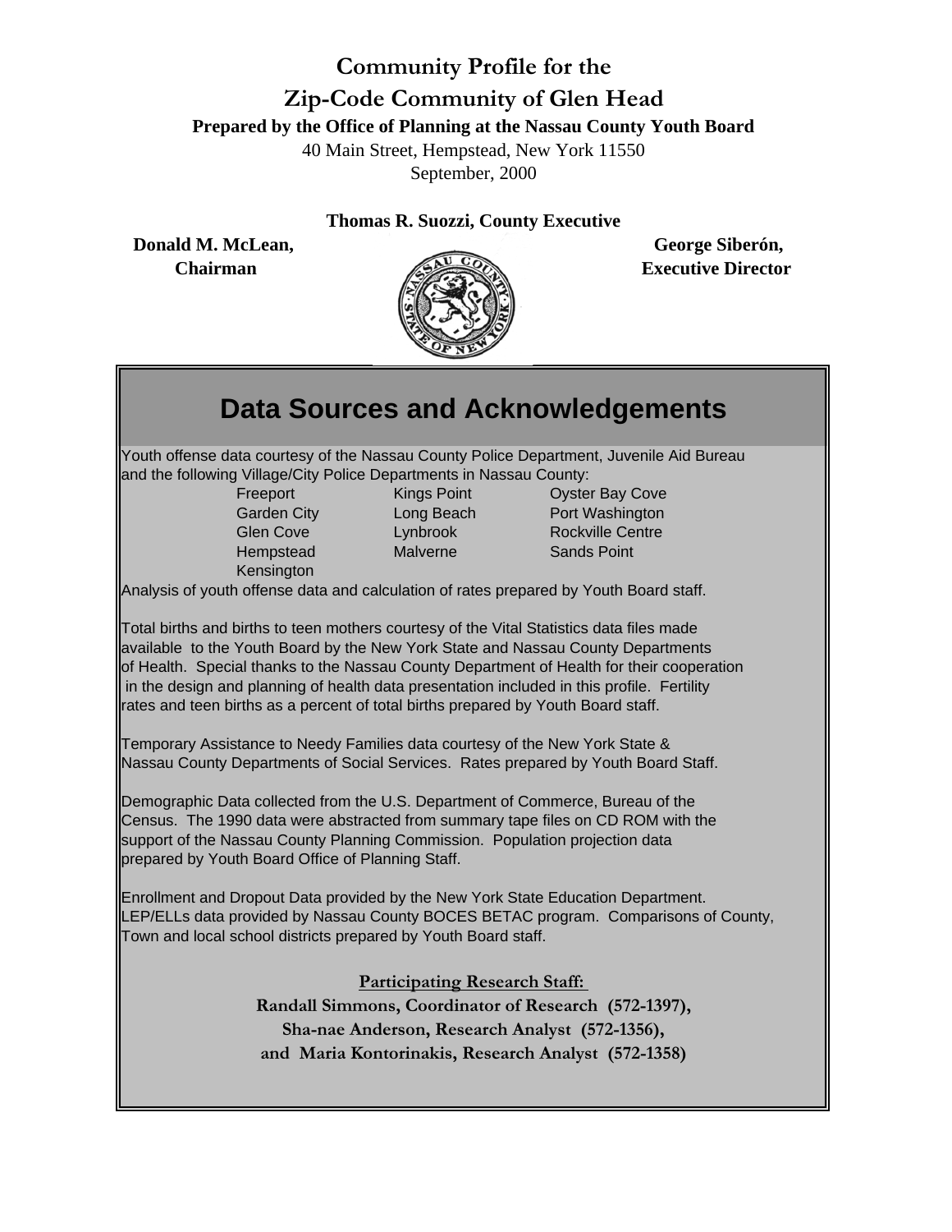# Community Profile for the Zip-Code Community of Glen Head

**Prepared by the Office of Planning at the Nassau County Youth Board**

40 Main Street, Hempstead, New York 11550

September, 2000

**Thomas R. Suozzi, County Executive**

**Donald M. McLean, Chairman**

**George Siberón, Executive Director**

## Data Sources and Acknowledgements

Youth offense data courtesy of the Nassau County Police Department, Juvenile Aid Bureau and the following Village/City Police Departments in Nassau County:

| | | |
|---|---|---|
| Freeport | Kings Point | Oyster Bay Cove |
| Garden City | Long Beach | Port Washington |
| Glen Cove | Lynbrook | Rockville Centre |
| Hempstead | Malverne | Sands Point |
| Kensington | | |

Analysis of youth offense data and calculation of rates prepared by Youth Board staff.

Total births and births to teen mothers courtesy of the Vital Statistics data files made available to the Youth Board by the New York State and Nassau County Departments of Health. Special thanks to the Nassau County Department of Health for their cooperation in the design and planning of health data presentation included in this profile. Fertility rates and teen births as a percent of total births prepared by Youth Board staff.

Temporary Assistance to Needy Families data courtesy of the New York State & Nassau County Departments of Social Services. Rates prepared by Youth Board Staff.

Demographic Data collected from the U.S. Department of Commerce, Bureau of the Census. The 1990 data were abstracted from summary tape files on CD ROM with the support of the Nassau County Planning Commission. Population projection data prepared by Youth Board Office of Planning Staff.

Enrollment and Dropout Data provided by the New York State Education Department. LEP/ELLs data provided by Nassau County BOCES BETAC program. Comparisons of County, Town and local school districts prepared by Youth Board staff.

**Participating Research Staff:**

**Randall Simmons, Coordinator of Research (572-1397),**

**Sha-nae Anderson, Research Analyst (572-1356),**

**and Maria Kontorinakis, Research Analyst (572-1358)**